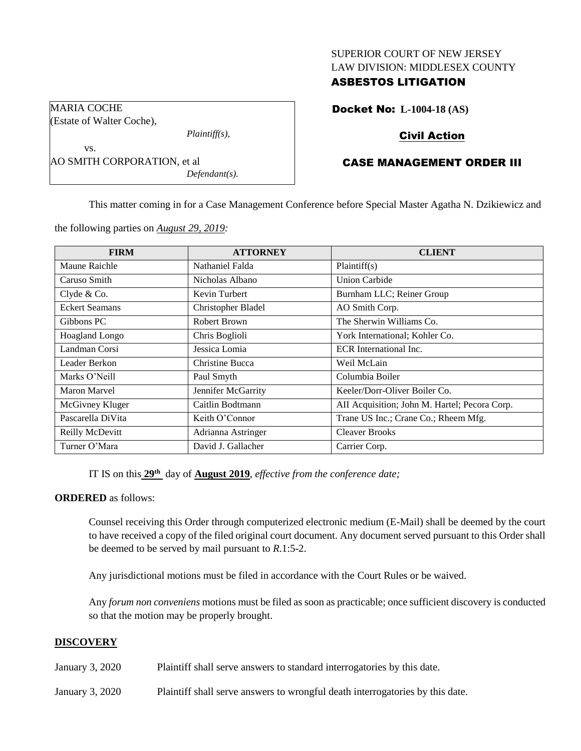SUPERIOR COURT OF NEW JERSEY
LAW DIVISION: MIDDLESEX COUNTY
**ASBESTOS LITIGATION**

MARIA COCHE
(Estate of Walter Coche),
*Plaintiff(s),*
vs.
AO SMITH CORPORATION, et al
*Defendant(s).*

**Docket No: L-1004-18 (AS)**

**Civil Action**

**CASE MANAGEMENT ORDER III**

This matter coming in for a Case Management Conference before Special Master Agatha N. Dzikiewicz and the following parties on *August 29, 2019:*

| FIRM | ATTORNEY | CLIENT |
|---|---|---|
| Maune Raichle | Nathaniel Falda | Plaintiff(s) |
| Caruso Smith | Nicholas Albano | Union Carbide |
| Clyde & Co. | Kevin Turbert | Burnham LLC; Reiner Group |
| Eckert Seamans | Christopher Bladel | AO Smith Corp. |
| Gibbons PC | Robert Brown | The Sherwin Williams Co. |
| Hoagland Longo | Chris Boglioli | York International; Kohler Co. |
| Landman Corsi | Jessica Lomia | ECR International Inc. |
| Leader Berkon | Christine Bucca | Weil McLain |
| Marks O'Neill | Paul Smyth | Columbia Boiler |
| Maron Marvel | Jennifer McGarrity | Keeler/Dorr-Oliver Boiler Co. |
| McGivney Kluger | Caitlin Bodtmann | AII Acquisition; John M. Hartel; Pecora Corp. |
| Pascarella DiVita | Keith O'Connor | Trane US Inc.; Crane Co.; Rheem Mfg. |
| Reilly McDevitt | Adrianna Astringer | Cleaver Brooks |
| Turner O'Mara | David J. Gallacher | Carrier Corp. |

IT IS on this **29th** day of **August 2019**, *effective from the conference date;*

**ORDERED** as follows:

Counsel receiving this Order through computerized electronic medium (E-Mail) shall be deemed by the court to have received a copy of the filed original court document. Any document served pursuant to this Order shall be deemed to be served by mail pursuant to *R*.1:5-2.

Any jurisdictional motions must be filed in accordance with the Court Rules or be waived.

Any *forum non conveniens* motions must be filed as soon as practicable; once sufficient discovery is conducted so that the motion may be properly brought.

## DISCOVERY

January 3, 2020 Plaintiff shall serve answers to standard interrogatories by this date.

January 3, 2020 Plaintiff shall serve answers to wrongful death interrogatories by this date.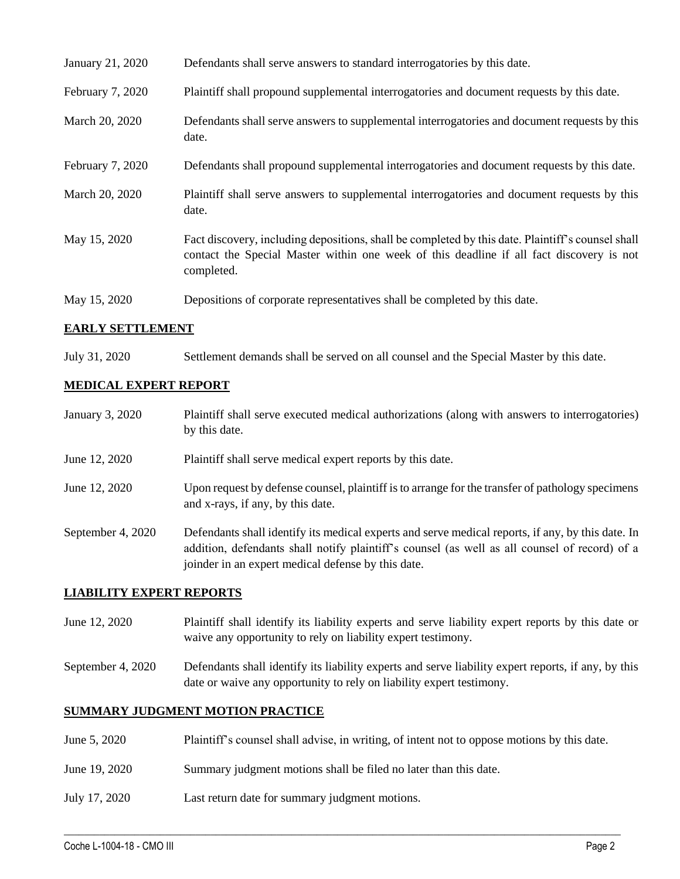| | |
|---|---|
| January 21, 2020 | Defendants shall serve answers to standard interrogatories by this date. |
| February 7, 2020 | Plaintiff shall propound supplemental interrogatories and document requests by this date. |
| March 20, 2020 | Defendants shall serve answers to supplemental interrogatories and document requests by this date. |
| February 7, 2020 | Defendants shall propound supplemental interrogatories and document requests by this date. |
| March 20, 2020 | Plaintiff shall serve answers to supplemental interrogatories and document requests by this date. |
| May 15, 2020 | Fact discovery, including depositions, shall be completed by this date. Plaintiff's counsel shall contact the Special Master within one week of this deadline if all fact discovery is not completed. |
| May 15, 2020 | Depositions of corporate representatives shall be completed by this date. |

**EARLY SETTLEMENT**

| | |
|---|---|
| July 31, 2020 | Settlement demands shall be served on all counsel and the Special Master by this date. |

**MEDICAL EXPERT REPORT**

| | |
|---|---|
| January 3, 2020 | Plaintiff shall serve executed medical authorizations (along with answers to interrogatories) by this date. |
| June 12, 2020 | Plaintiff shall serve medical expert reports by this date. |
| June 12, 2020 | Upon request by defense counsel, plaintiff is to arrange for the transfer of pathology specimens and x-rays, if any, by this date. |
| September 4, 2020 | Defendants shall identify its medical experts and serve medical reports, if any, by this date. In addition, defendants shall notify plaintiff's counsel (as well as all counsel of record) of a joinder in an expert medical defense by this date. |

**LIABILITY EXPERT REPORTS**

| | |
|---|---|
| June 12, 2020 | Plaintiff shall identify its liability experts and serve liability expert reports by this date or waive any opportunity to rely on liability expert testimony. |
| September 4, 2020 | Defendants shall identify its liability experts and serve liability expert reports, if any, by this date or waive any opportunity to rely on liability expert testimony. |

**SUMMARY JUDGMENT MOTION PRACTICE**

| | |
|---|---|
| June 5, 2020 | Plaintiff's counsel shall advise, in writing, of intent not to oppose motions by this date. |
| June 19, 2020 | Summary judgment motions shall be filed no later than this date. |
| July 17, 2020 | Last return date for summary judgment motions. |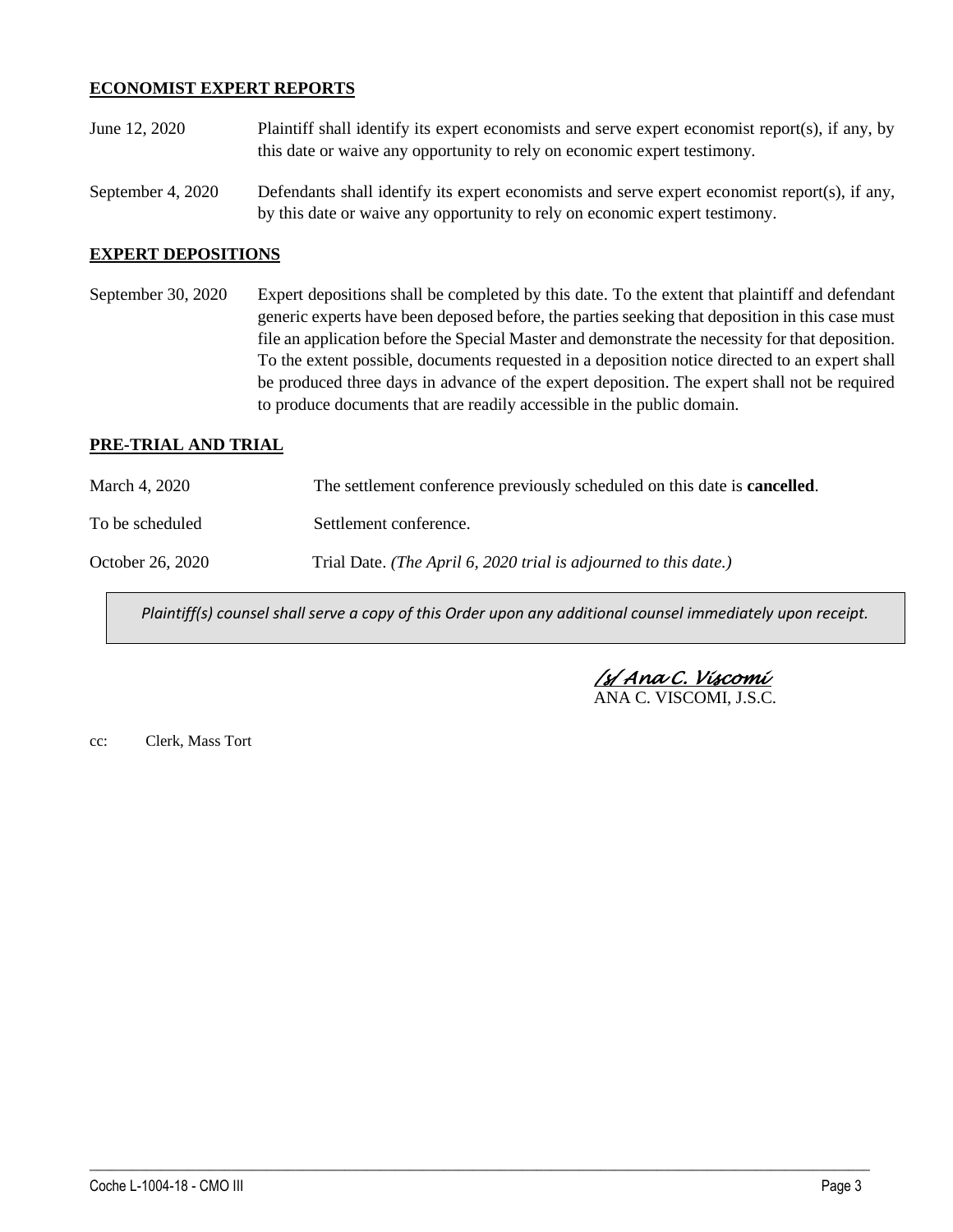**ECONOMIST EXPERT REPORTS**

| | |
|---|---|
| June 12, 2020 | Plaintiff shall identify its expert economists and serve expert economist report(s), if any, by this date or waive any opportunity to rely on economic expert testimony. |
| September 4, 2020 | Defendants shall identify its expert economists and serve expert economist report(s), if any, by this date or waive any opportunity to rely on economic expert testimony. |

**EXPERT DEPOSITIONS**

| | |
|---|---|
| September 30, 2020 | Expert depositions shall be completed by this date. To the extent that plaintiff and defendant generic experts have been deposed before, the parties seeking that deposition in this case must file an application before the Special Master and demonstrate the necessity for that deposition. To the extent possible, documents requested in a deposition notice directed to an expert shall be produced three days in advance of the expert deposition. The expert shall not be required to produce documents that are readily accessible in the public domain. |

**PRE-TRIAL AND TRIAL**

| | |
|---|---|
| March 4, 2020 | The settlement conference previously scheduled on this date is **cancelled**. |
| To be scheduled | Settlement conference. |
| October 26, 2020 | Trial Date. *(The April 6, 2020 trial is adjourned to this date.)* |

*Plaintiff(s) counsel shall serve a copy of this Order upon any additional counsel immediately upon receipt.*

*/s/ Ana C. Viscomi*
ANA C. VISCOMI, J.S.C.

cc: Clerk, Mass Tort